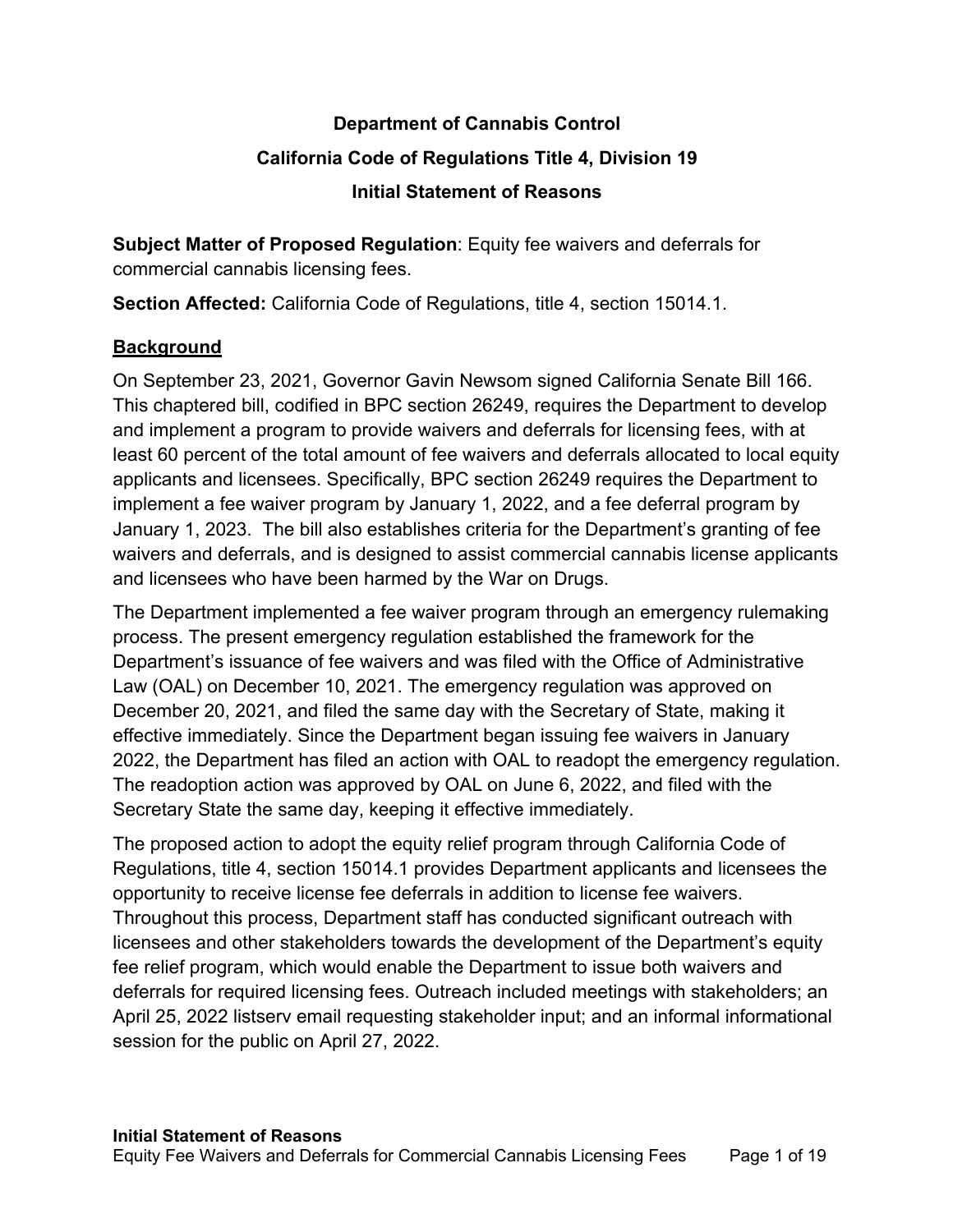**Department of Cannabis Control**

**California Code of Regulations Title 4, Division 19**

**Initial Statement of Reasons**

**Subject Matter of Proposed Regulation**: Equity fee waivers and deferrals for commercial cannabis licensing fees.

**Section Affected:** California Code of Regulations, title 4, section 15014.1.

## Background

On September 23, 2021, Governor Gavin Newsom signed California Senate Bill 166. This chaptered bill, codified in BPC section 26249, requires the Department to develop and implement a program to provide waivers and deferrals for licensing fees, with at least 60 percent of the total amount of fee waivers and deferrals allocated to local equity applicants and licensees. Specifically, BPC section 26249 requires the Department to implement a fee waiver program by January 1, 2022, and a fee deferral program by January 1, 2023. The bill also establishes criteria for the Department's granting of fee waivers and deferrals, and is designed to assist commercial cannabis license applicants and licensees who have been harmed by the War on Drugs.

The Department implemented a fee waiver program through an emergency rulemaking process. The present emergency regulation established the framework for the Department's issuance of fee waivers and was filed with the Office of Administrative Law (OAL) on December 10, 2021. The emergency regulation was approved on December 20, 2021, and filed the same day with the Secretary of State, making it effective immediately. Since the Department began issuing fee waivers in January 2022, the Department has filed an action with OAL to readopt the emergency regulation. The readoption action was approved by OAL on June 6, 2022, and filed with the Secretary State the same day, keeping it effective immediately.

The proposed action to adopt the equity relief program through California Code of Regulations, title 4, section 15014.1 provides Department applicants and licensees the opportunity to receive license fee deferrals in addition to license fee waivers. Throughout this process, Department staff has conducted significant outreach with licensees and other stakeholders towards the development of the Department's equity fee relief program, which would enable the Department to issue both waivers and deferrals for required licensing fees. Outreach included meetings with stakeholders; an April 25, 2022 listserv email requesting stakeholder input; and an informal informational session for the public on April 27, 2022.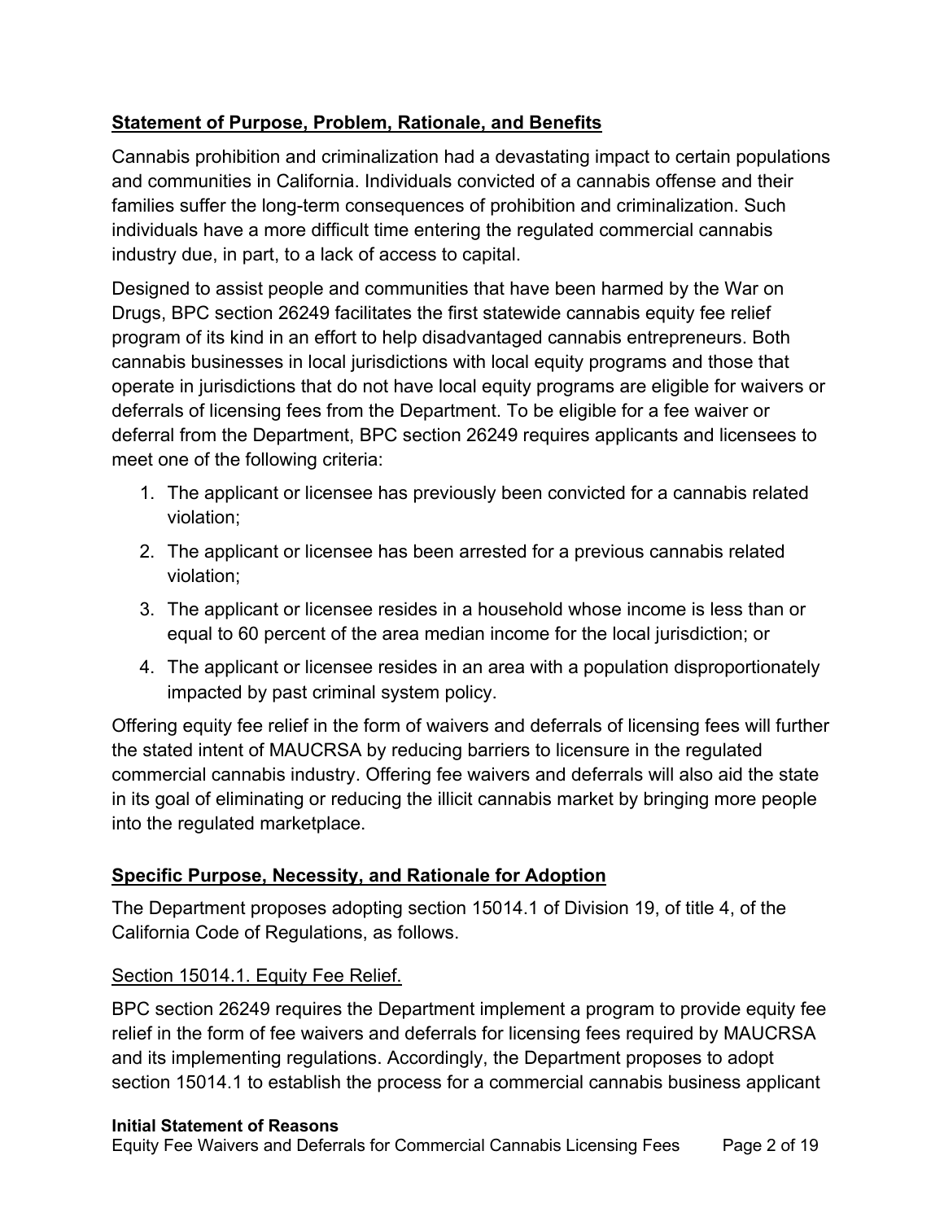## Statement of Purpose, Problem, Rationale, and Benefits

Cannabis prohibition and criminalization had a devastating impact to certain populations and communities in California. Individuals convicted of a cannabis offense and their families suffer the long-term consequences of prohibition and criminalization. Such individuals have a more difficult time entering the regulated commercial cannabis industry due, in part, to a lack of access to capital.

Designed to assist people and communities that have been harmed by the War on Drugs, BPC section 26249 facilitates the first statewide cannabis equity fee relief program of its kind in an effort to help disadvantaged cannabis entrepreneurs. Both cannabis businesses in local jurisdictions with local equity programs and those that operate in jurisdictions that do not have local equity programs are eligible for waivers or deferrals of licensing fees from the Department. To be eligible for a fee waiver or deferral from the Department, BPC section 26249 requires applicants and licensees to meet one of the following criteria:

1. The applicant or licensee has previously been convicted for a cannabis related violation;
2. The applicant or licensee has been arrested for a previous cannabis related violation;
3. The applicant or licensee resides in a household whose income is less than or equal to 60 percent of the area median income for the local jurisdiction; or
4. The applicant or licensee resides in an area with a population disproportionately impacted by past criminal system policy.

Offering equity fee relief in the form of waivers and deferrals of licensing fees will further the stated intent of MAUCRSA by reducing barriers to licensure in the regulated commercial cannabis industry. Offering fee waivers and deferrals will also aid the state in its goal of eliminating or reducing the illicit cannabis market by bringing more people into the regulated marketplace.

## Specific Purpose, Necessity, and Rationale for Adoption

The Department proposes adopting section 15014.1 of Division 19, of title 4, of the California Code of Regulations, as follows.

### Section 15014.1. Equity Fee Relief.

BPC section 26249 requires the Department implement a program to provide equity fee relief in the form of fee waivers and deferrals for licensing fees required by MAUCRSA and its implementing regulations. Accordingly, the Department proposes to adopt section 15014.1 to establish the process for a commercial cannabis business applicant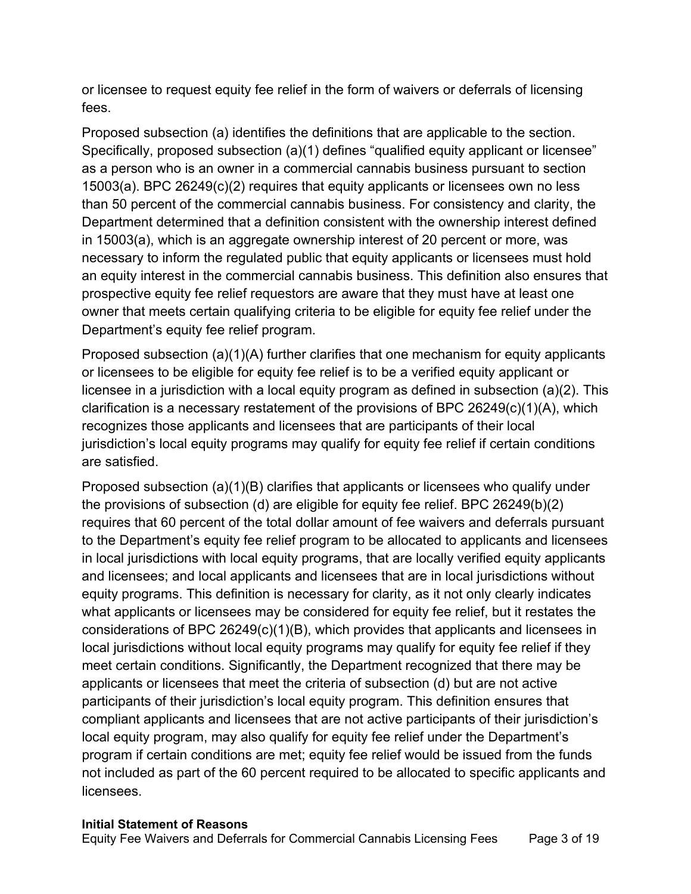or licensee to request equity fee relief in the form of waivers or deferrals of licensing fees.

Proposed subsection (a) identifies the definitions that are applicable to the section. Specifically, proposed subsection (a)(1) defines "qualified equity applicant or licensee" as a person who is an owner in a commercial cannabis business pursuant to section 15003(a). BPC 26249(c)(2) requires that equity applicants or licensees own no less than 50 percent of the commercial cannabis business. For consistency and clarity, the Department determined that a definition consistent with the ownership interest defined in 15003(a), which is an aggregate ownership interest of 20 percent or more, was necessary to inform the regulated public that equity applicants or licensees must hold an equity interest in the commercial cannabis business. This definition also ensures that prospective equity fee relief requestors are aware that they must have at least one owner that meets certain qualifying criteria to be eligible for equity fee relief under the Department's equity fee relief program.

Proposed subsection (a)(1)(A) further clarifies that one mechanism for equity applicants or licensees to be eligible for equity fee relief is to be a verified equity applicant or licensee in a jurisdiction with a local equity program as defined in subsection (a)(2). This clarification is a necessary restatement of the provisions of BPC 26249(c)(1)(A), which recognizes those applicants and licensees that are participants of their local jurisdiction's local equity programs may qualify for equity fee relief if certain conditions are satisfied.

Proposed subsection (a)(1)(B) clarifies that applicants or licensees who qualify under the provisions of subsection (d) are eligible for equity fee relief. BPC 26249(b)(2) requires that 60 percent of the total dollar amount of fee waivers and deferrals pursuant to the Department's equity fee relief program to be allocated to applicants and licensees in local jurisdictions with local equity programs, that are locally verified equity applicants and licensees; and local applicants and licensees that are in local jurisdictions without equity programs. This definition is necessary for clarity, as it not only clearly indicates what applicants or licensees may be considered for equity fee relief, but it restates the considerations of BPC 26249(c)(1)(B), which provides that applicants and licensees in local jurisdictions without local equity programs may qualify for equity fee relief if they meet certain conditions. Significantly, the Department recognized that there may be applicants or licensees that meet the criteria of subsection (d) but are not active participants of their jurisdiction's local equity program. This definition ensures that compliant applicants and licensees that are not active participants of their jurisdiction's local equity program, may also qualify for equity fee relief under the Department's program if certain conditions are met; equity fee relief would be issued from the funds not included as part of the 60 percent required to be allocated to specific applicants and licensees.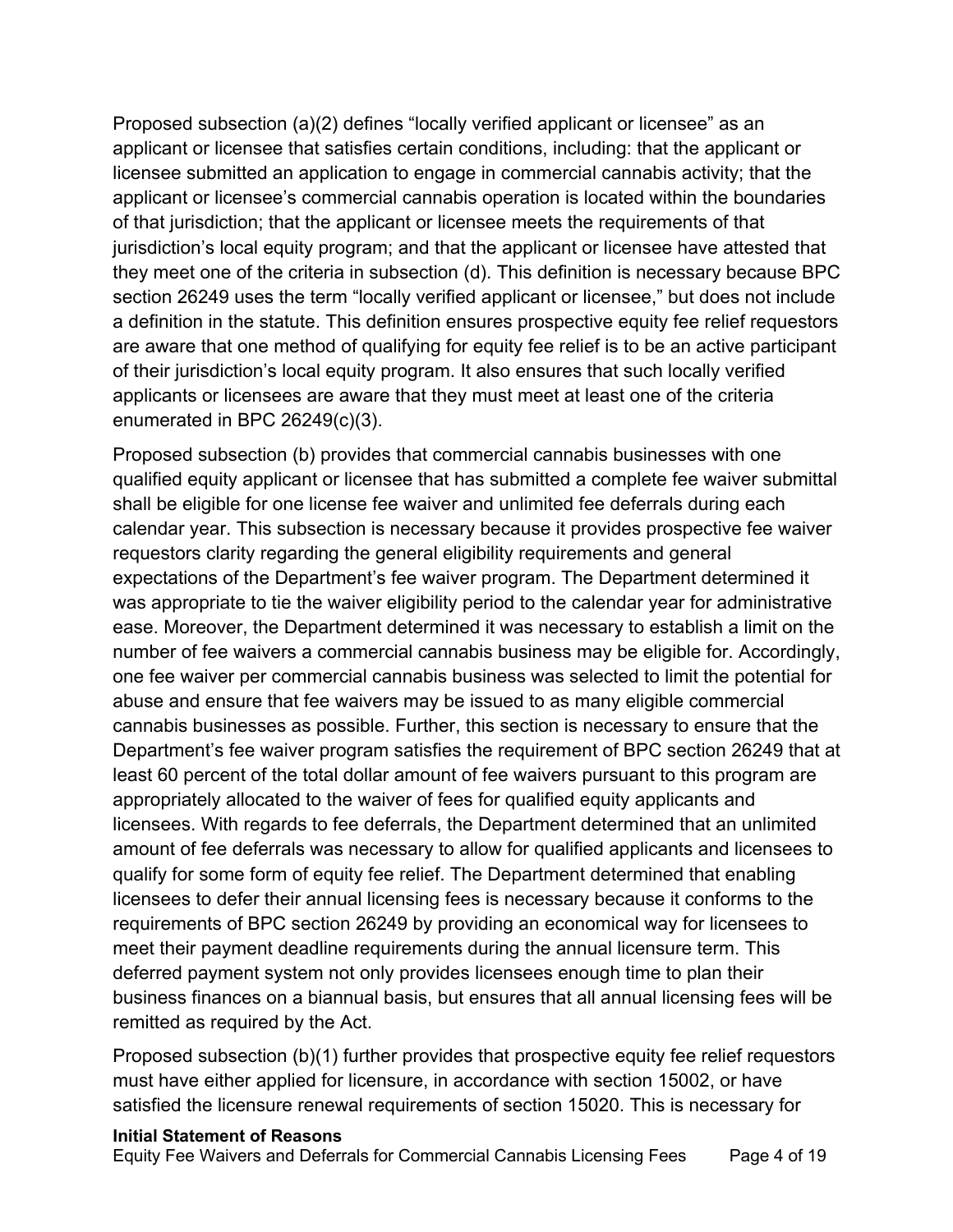Proposed subsection (a)(2) defines “locally verified applicant or licensee” as an applicant or licensee that satisfies certain conditions, including: that the applicant or licensee submitted an application to engage in commercial cannabis activity; that the applicant or licensee’s commercial cannabis operation is located within the boundaries of that jurisdiction; that the applicant or licensee meets the requirements of that jurisdiction’s local equity program; and that the applicant or licensee have attested that they meet one of the criteria in subsection (d). This definition is necessary because BPC section 26249 uses the term “locally verified applicant or licensee,” but does not include a definition in the statute. This definition ensures prospective equity fee relief requestors are aware that one method of qualifying for equity fee relief is to be an active participant of their jurisdiction’s local equity program. It also ensures that such locally verified applicants or licensees are aware that they must meet at least one of the criteria enumerated in BPC 26249(c)(3).

Proposed subsection (b) provides that commercial cannabis businesses with one qualified equity applicant or licensee that has submitted a complete fee waiver submittal shall be eligible for one license fee waiver and unlimited fee deferrals during each calendar year. This subsection is necessary because it provides prospective fee waiver requestors clarity regarding the general eligibility requirements and general expectations of the Department’s fee waiver program. The Department determined it was appropriate to tie the waiver eligibility period to the calendar year for administrative ease. Moreover, the Department determined it was necessary to establish a limit on the number of fee waivers a commercial cannabis business may be eligible for. Accordingly, one fee waiver per commercial cannabis business was selected to limit the potential for abuse and ensure that fee waivers may be issued to as many eligible commercial cannabis businesses as possible. Further, this section is necessary to ensure that the Department’s fee waiver program satisfies the requirement of BPC section 26249 that at least 60 percent of the total dollar amount of fee waivers pursuant to this program are appropriately allocated to the waiver of fees for qualified equity applicants and licensees. With regards to fee deferrals, the Department determined that an unlimited amount of fee deferrals was necessary to allow for qualified applicants and licensees to qualify for some form of equity fee relief. The Department determined that enabling licensees to defer their annual licensing fees is necessary because it conforms to the requirements of BPC section 26249 by providing an economical way for licensees to meet their payment deadline requirements during the annual licensure term. This deferred payment system not only provides licensees enough time to plan their business finances on a biannual basis, but ensures that all annual licensing fees will be remitted as required by the Act.

Proposed subsection (b)(1) further provides that prospective equity fee relief requestors must have either applied for licensure, in accordance with section 15002, or have satisfied the licensure renewal requirements of section 15020. This is necessary for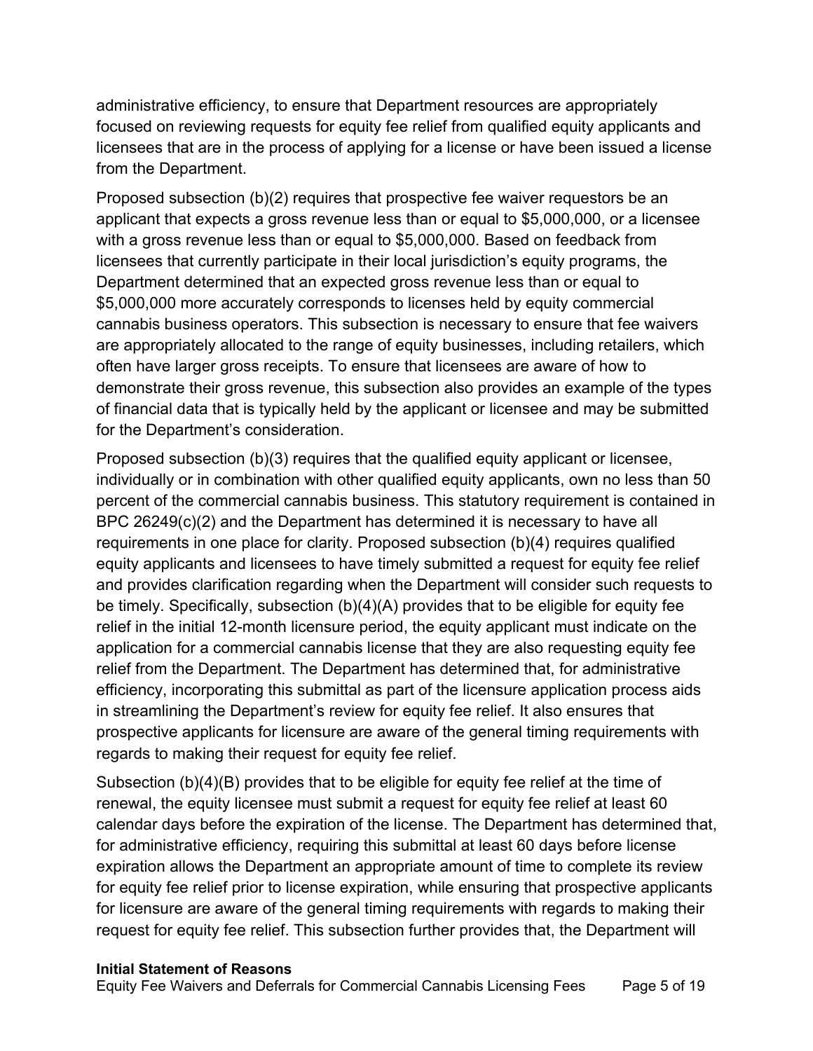administrative efficiency, to ensure that Department resources are appropriately focused on reviewing requests for equity fee relief from qualified equity applicants and licensees that are in the process of applying for a license or have been issued a license from the Department.

Proposed subsection (b)(2) requires that prospective fee waiver requestors be an applicant that expects a gross revenue less than or equal to $5,000,000, or a licensee with a gross revenue less than or equal to $5,000,000. Based on feedback from licensees that currently participate in their local jurisdiction's equity programs, the Department determined that an expected gross revenue less than or equal to $5,000,000 more accurately corresponds to licenses held by equity commercial cannabis business operators. This subsection is necessary to ensure that fee waivers are appropriately allocated to the range of equity businesses, including retailers, which often have larger gross receipts. To ensure that licensees are aware of how to demonstrate their gross revenue, this subsection also provides an example of the types of financial data that is typically held by the applicant or licensee and may be submitted for the Department's consideration.

Proposed subsection (b)(3) requires that the qualified equity applicant or licensee, individually or in combination with other qualified equity applicants, own no less than 50 percent of the commercial cannabis business. This statutory requirement is contained in BPC 26249(c)(2) and the Department has determined it is necessary to have all requirements in one place for clarity. Proposed subsection (b)(4) requires qualified equity applicants and licensees to have timely submitted a request for equity fee relief and provides clarification regarding when the Department will consider such requests to be timely. Specifically, subsection (b)(4)(A) provides that to be eligible for equity fee relief in the initial 12-month licensure period, the equity applicant must indicate on the application for a commercial cannabis license that they are also requesting equity fee relief from the Department. The Department has determined that, for administrative efficiency, incorporating this submittal as part of the licensure application process aids in streamlining the Department's review for equity fee relief. It also ensures that prospective applicants for licensure are aware of the general timing requirements with regards to making their request for equity fee relief.

Subsection (b)(4)(B) provides that to be eligible for equity fee relief at the time of renewal, the equity licensee must submit a request for equity fee relief at least 60 calendar days before the expiration of the license. The Department has determined that, for administrative efficiency, requiring this submittal at least 60 days before license expiration allows the Department an appropriate amount of time to complete its review for equity fee relief prior to license expiration, while ensuring that prospective applicants for licensure are aware of the general timing requirements with regards to making their request for equity fee relief. This subsection further provides that, the Department will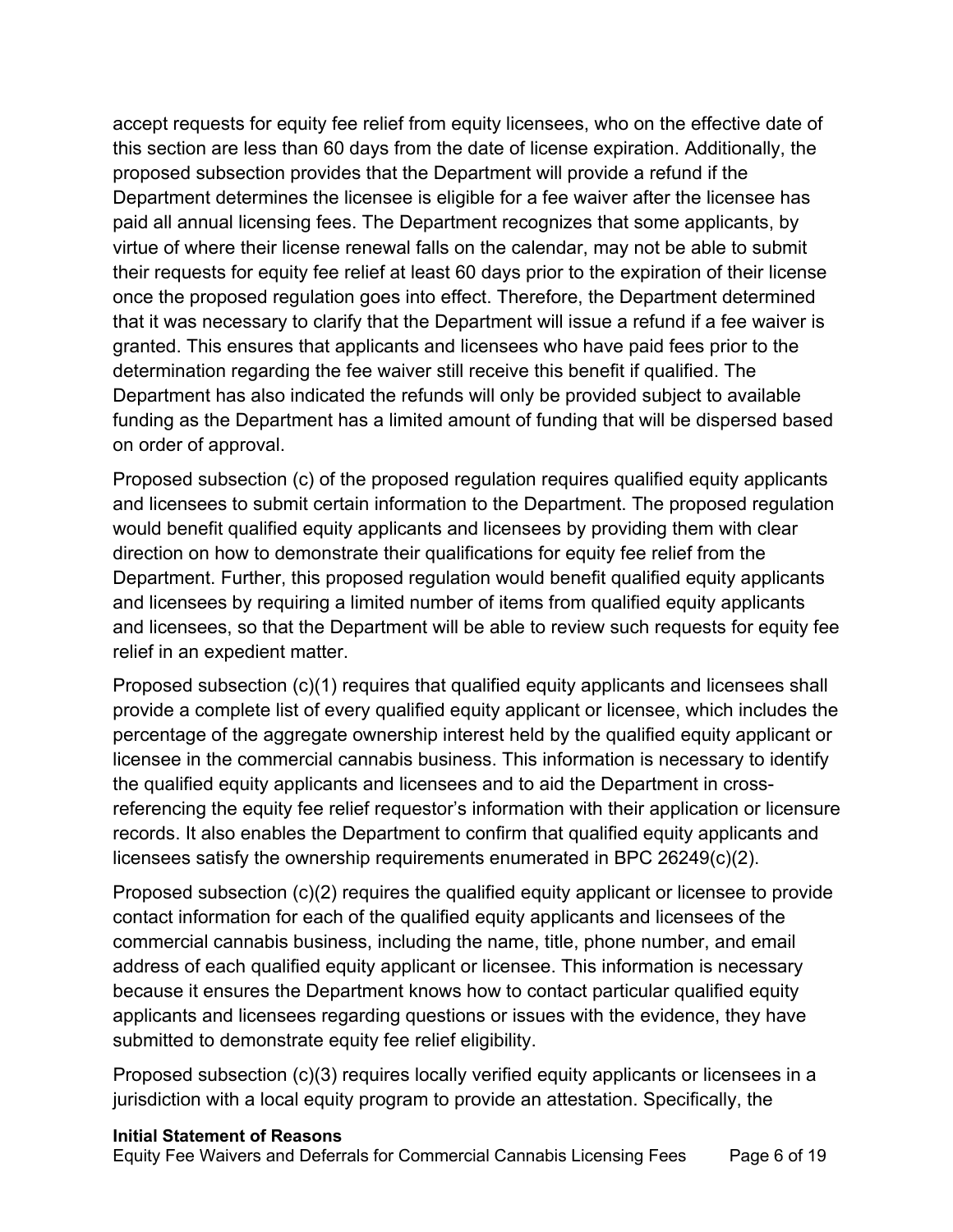accept requests for equity fee relief from equity licensees, who on the effective date of this section are less than 60 days from the date of license expiration. Additionally, the proposed subsection provides that the Department will provide a refund if the Department determines the licensee is eligible for a fee waiver after the licensee has paid all annual licensing fees. The Department recognizes that some applicants, by virtue of where their license renewal falls on the calendar, may not be able to submit their requests for equity fee relief at least 60 days prior to the expiration of their license once the proposed regulation goes into effect. Therefore, the Department determined that it was necessary to clarify that the Department will issue a refund if a fee waiver is granted. This ensures that applicants and licensees who have paid fees prior to the determination regarding the fee waiver still receive this benefit if qualified. The Department has also indicated the refunds will only be provided subject to available funding as the Department has a limited amount of funding that will be dispersed based on order of approval.

Proposed subsection (c) of the proposed regulation requires qualified equity applicants and licensees to submit certain information to the Department. The proposed regulation would benefit qualified equity applicants and licensees by providing them with clear direction on how to demonstrate their qualifications for equity fee relief from the Department. Further, this proposed regulation would benefit qualified equity applicants and licensees by requiring a limited number of items from qualified equity applicants and licensees, so that the Department will be able to review such requests for equity fee relief in an expedient matter.

Proposed subsection (c)(1) requires that qualified equity applicants and licensees shall provide a complete list of every qualified equity applicant or licensee, which includes the percentage of the aggregate ownership interest held by the qualified equity applicant or licensee in the commercial cannabis business. This information is necessary to identify the qualified equity applicants and licensees and to aid the Department in cross-referencing the equity fee relief requestor's information with their application or licensure records. It also enables the Department to confirm that qualified equity applicants and licensees satisfy the ownership requirements enumerated in BPC 26249(c)(2).

Proposed subsection (c)(2) requires the qualified equity applicant or licensee to provide contact information for each of the qualified equity applicants and licensees of the commercial cannabis business, including the name, title, phone number, and email address of each qualified equity applicant or licensee. This information is necessary because it ensures the Department knows how to contact particular qualified equity applicants and licensees regarding questions or issues with the evidence, they have submitted to demonstrate equity fee relief eligibility.

Proposed subsection (c)(3) requires locally verified equity applicants or licensees in a jurisdiction with a local equity program to provide an attestation. Specifically, the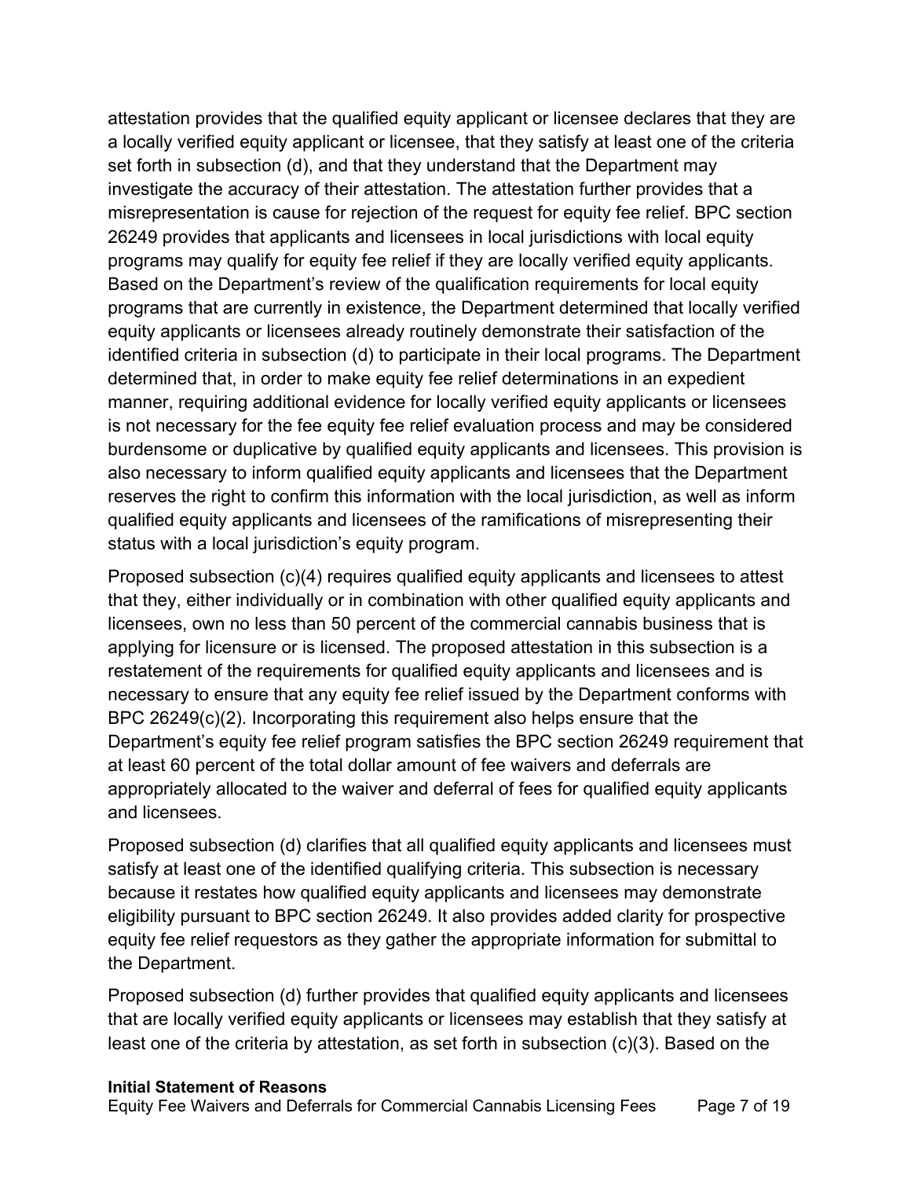attestation provides that the qualified equity applicant or licensee declares that they are a locally verified equity applicant or licensee, that they satisfy at least one of the criteria set forth in subsection (d), and that they understand that the Department may investigate the accuracy of their attestation. The attestation further provides that a misrepresentation is cause for rejection of the request for equity fee relief. BPC section 26249 provides that applicants and licensees in local jurisdictions with local equity programs may qualify for equity fee relief if they are locally verified equity applicants. Based on the Department's review of the qualification requirements for local equity programs that are currently in existence, the Department determined that locally verified equity applicants or licensees already routinely demonstrate their satisfaction of the identified criteria in subsection (d) to participate in their local programs. The Department determined that, in order to make equity fee relief determinations in an expedient manner, requiring additional evidence for locally verified equity applicants or licensees is not necessary for the fee equity fee relief evaluation process and may be considered burdensome or duplicative by qualified equity applicants and licensees. This provision is also necessary to inform qualified equity applicants and licensees that the Department reserves the right to confirm this information with the local jurisdiction, as well as inform qualified equity applicants and licensees of the ramifications of misrepresenting their status with a local jurisdiction's equity program.

Proposed subsection (c)(4) requires qualified equity applicants and licensees to attest that they, either individually or in combination with other qualified equity applicants and licensees, own no less than 50 percent of the commercial cannabis business that is applying for licensure or is licensed. The proposed attestation in this subsection is a restatement of the requirements for qualified equity applicants and licensees and is necessary to ensure that any equity fee relief issued by the Department conforms with BPC 26249(c)(2). Incorporating this requirement also helps ensure that the Department's equity fee relief program satisfies the BPC section 26249 requirement that at least 60 percent of the total dollar amount of fee waivers and deferrals are appropriately allocated to the waiver and deferral of fees for qualified equity applicants and licensees.

Proposed subsection (d) clarifies that all qualified equity applicants and licensees must satisfy at least one of the identified qualifying criteria. This subsection is necessary because it restates how qualified equity applicants and licensees may demonstrate eligibility pursuant to BPC section 26249. It also provides added clarity for prospective equity fee relief requestors as they gather the appropriate information for submittal to the Department.

Proposed subsection (d) further provides that qualified equity applicants and licensees that are locally verified equity applicants or licensees may establish that they satisfy at least one of the criteria by attestation, as set forth in subsection (c)(3). Based on the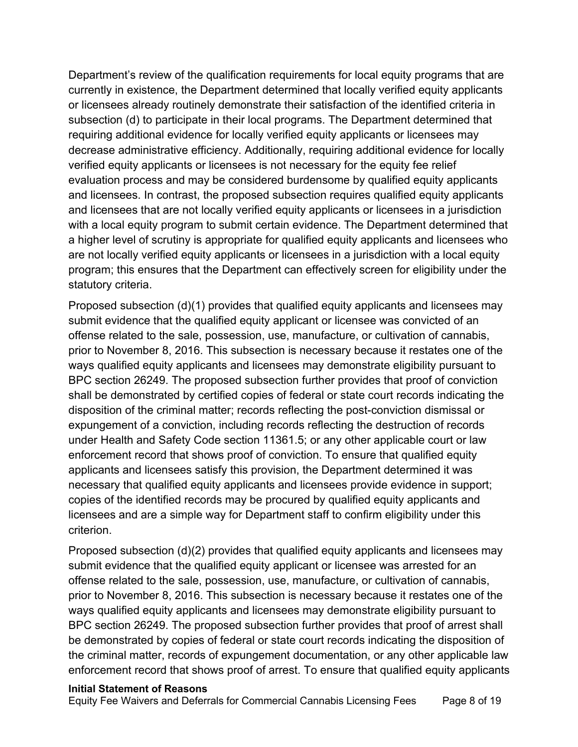Department's review of the qualification requirements for local equity programs that are currently in existence, the Department determined that locally verified equity applicants or licensees already routinely demonstrate their satisfaction of the identified criteria in subsection (d) to participate in their local programs. The Department determined that requiring additional evidence for locally verified equity applicants or licensees may decrease administrative efficiency. Additionally, requiring additional evidence for locally verified equity applicants or licensees is not necessary for the equity fee relief evaluation process and may be considered burdensome by qualified equity applicants and licensees. In contrast, the proposed subsection requires qualified equity applicants and licensees that are not locally verified equity applicants or licensees in a jurisdiction with a local equity program to submit certain evidence. The Department determined that a higher level of scrutiny is appropriate for qualified equity applicants and licensees who are not locally verified equity applicants or licensees in a jurisdiction with a local equity program; this ensures that the Department can effectively screen for eligibility under the statutory criteria.

Proposed subsection (d)(1) provides that qualified equity applicants and licensees may submit evidence that the qualified equity applicant or licensee was convicted of an offense related to the sale, possession, use, manufacture, or cultivation of cannabis, prior to November 8, 2016. This subsection is necessary because it restates one of the ways qualified equity applicants and licensees may demonstrate eligibility pursuant to BPC section 26249. The proposed subsection further provides that proof of conviction shall be demonstrated by certified copies of federal or state court records indicating the disposition of the criminal matter; records reflecting the post-conviction dismissal or expungement of a conviction, including records reflecting the destruction of records under Health and Safety Code section 11361.5; or any other applicable court or law enforcement record that shows proof of conviction. To ensure that qualified equity applicants and licensees satisfy this provision, the Department determined it was necessary that qualified equity applicants and licensees provide evidence in support; copies of the identified records may be procured by qualified equity applicants and licensees and are a simple way for Department staff to confirm eligibility under this criterion.

Proposed subsection (d)(2) provides that qualified equity applicants and licensees may submit evidence that the qualified equity applicant or licensee was arrested for an offense related to the sale, possession, use, manufacture, or cultivation of cannabis, prior to November 8, 2016. This subsection is necessary because it restates one of the ways qualified equity applicants and licensees may demonstrate eligibility pursuant to BPC section 26249. The proposed subsection further provides that proof of arrest shall be demonstrated by copies of federal or state court records indicating the disposition of the criminal matter, records of expungement documentation, or any other applicable law enforcement record that shows proof of arrest. To ensure that qualified equity applicants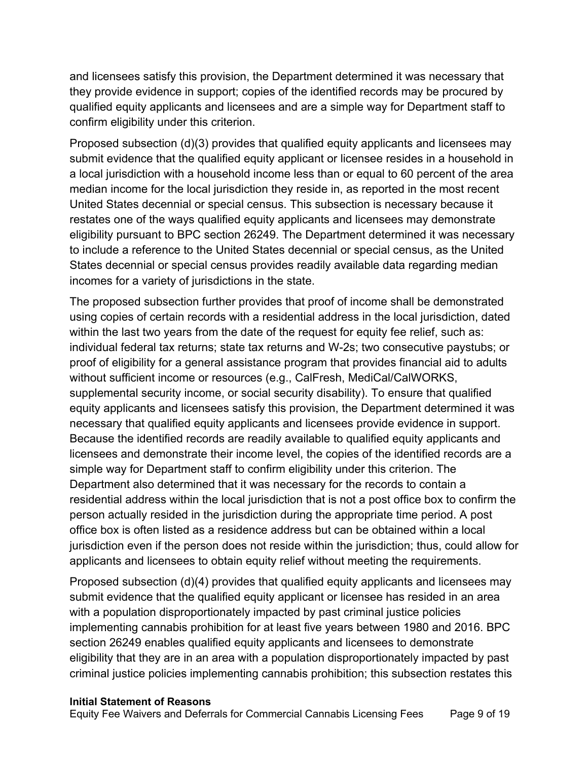and licensees satisfy this provision, the Department determined it was necessary that they provide evidence in support; copies of the identified records may be procured by qualified equity applicants and licensees and are a simple way for Department staff to confirm eligibility under this criterion.

Proposed subsection (d)(3) provides that qualified equity applicants and licensees may submit evidence that the qualified equity applicant or licensee resides in a household in a local jurisdiction with a household income less than or equal to 60 percent of the area median income for the local jurisdiction they reside in, as reported in the most recent United States decennial or special census. This subsection is necessary because it restates one of the ways qualified equity applicants and licensees may demonstrate eligibility pursuant to BPC section 26249. The Department determined it was necessary to include a reference to the United States decennial or special census, as the United States decennial or special census provides readily available data regarding median incomes for a variety of jurisdictions in the state.

The proposed subsection further provides that proof of income shall be demonstrated using copies of certain records with a residential address in the local jurisdiction, dated within the last two years from the date of the request for equity fee relief, such as: individual federal tax returns; state tax returns and W-2s; two consecutive paystubs; or proof of eligibility for a general assistance program that provides financial aid to adults without sufficient income or resources (e.g., CalFresh, MediCal/CalWORKS, supplemental security income, or social security disability). To ensure that qualified equity applicants and licensees satisfy this provision, the Department determined it was necessary that qualified equity applicants and licensees provide evidence in support. Because the identified records are readily available to qualified equity applicants and licensees and demonstrate their income level, the copies of the identified records are a simple way for Department staff to confirm eligibility under this criterion. The Department also determined that it was necessary for the records to contain a residential address within the local jurisdiction that is not a post office box to confirm the person actually resided in the jurisdiction during the appropriate time period. A post office box is often listed as a residence address but can be obtained within a local jurisdiction even if the person does not reside within the jurisdiction; thus, could allow for applicants and licensees to obtain equity relief without meeting the requirements.

Proposed subsection (d)(4) provides that qualified equity applicants and licensees may submit evidence that the qualified equity applicant or licensee has resided in an area with a population disproportionately impacted by past criminal justice policies implementing cannabis prohibition for at least five years between 1980 and 2016. BPC section 26249 enables qualified equity applicants and licensees to demonstrate eligibility that they are in an area with a population disproportionately impacted by past criminal justice policies implementing cannabis prohibition; this subsection restates this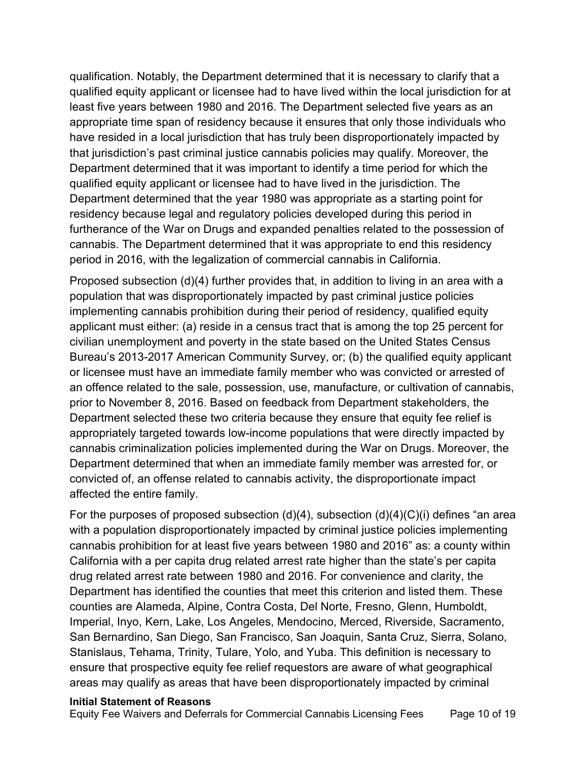qualification. Notably, the Department determined that it is necessary to clarify that a qualified equity applicant or licensee had to have lived within the local jurisdiction for at least five years between 1980 and 2016. The Department selected five years as an appropriate time span of residency because it ensures that only those individuals who have resided in a local jurisdiction that has truly been disproportionately impacted by that jurisdiction's past criminal justice cannabis policies may qualify. Moreover, the Department determined that it was important to identify a time period for which the qualified equity applicant or licensee had to have lived in the jurisdiction. The Department determined that the year 1980 was appropriate as a starting point for residency because legal and regulatory policies developed during this period in furtherance of the War on Drugs and expanded penalties related to the possession of cannabis. The Department determined that it was appropriate to end this residency period in 2016, with the legalization of commercial cannabis in California.

Proposed subsection (d)(4) further provides that, in addition to living in an area with a population that was disproportionately impacted by past criminal justice policies implementing cannabis prohibition during their period of residency, qualified equity applicant must either: (a) reside in a census tract that is among the top 25 percent for civilian unemployment and poverty in the state based on the United States Census Bureau's 2013-2017 American Community Survey, or; (b) the qualified equity applicant or licensee must have an immediate family member who was convicted or arrested of an offence related to the sale, possession, use, manufacture, or cultivation of cannabis, prior to November 8, 2016. Based on feedback from Department stakeholders, the Department selected these two criteria because they ensure that equity fee relief is appropriately targeted towards low-income populations that were directly impacted by cannabis criminalization policies implemented during the War on Drugs. Moreover, the Department determined that when an immediate family member was arrested for, or convicted of, an offense related to cannabis activity, the disproportionate impact affected the entire family.

For the purposes of proposed subsection (d)(4), subsection (d)(4)(C)(i) defines "an area with a population disproportionately impacted by criminal justice policies implementing cannabis prohibition for at least five years between 1980 and 2016" as: a county within California with a per capita drug related arrest rate higher than the state's per capita drug related arrest rate between 1980 and 2016. For convenience and clarity, the Department has identified the counties that meet this criterion and listed them. These counties are Alameda, Alpine, Contra Costa, Del Norte, Fresno, Glenn, Humboldt, Imperial, Inyo, Kern, Lake, Los Angeles, Mendocino, Merced, Riverside, Sacramento, San Bernardino, San Diego, San Francisco, San Joaquin, Santa Cruz, Sierra, Solano, Stanislaus, Tehama, Trinity, Tulare, Yolo, and Yuba. This definition is necessary to ensure that prospective equity fee relief requestors are aware of what geographical areas may qualify as areas that have been disproportionately impacted by criminal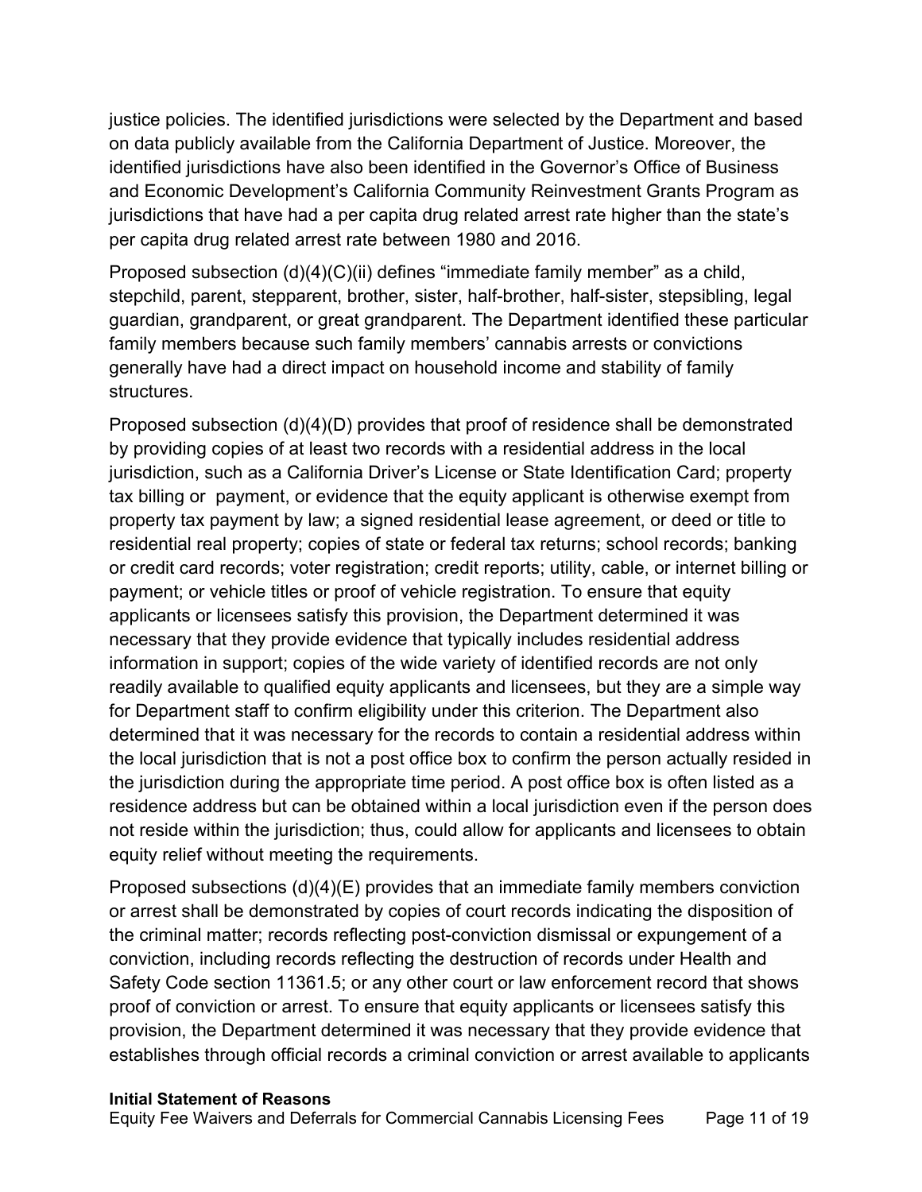justice policies. The identified jurisdictions were selected by the Department and based on data publicly available from the California Department of Justice. Moreover, the identified jurisdictions have also been identified in the Governor's Office of Business and Economic Development's California Community Reinvestment Grants Program as jurisdictions that have had a per capita drug related arrest rate higher than the state's per capita drug related arrest rate between 1980 and 2016.

Proposed subsection (d)(4)(C)(ii) defines "immediate family member" as a child, stepchild, parent, stepparent, brother, sister, half-brother, half-sister, stepsibling, legal guardian, grandparent, or great grandparent. The Department identified these particular family members because such family members' cannabis arrests or convictions generally have had a direct impact on household income and stability of family structures.

Proposed subsection (d)(4)(D) provides that proof of residence shall be demonstrated by providing copies of at least two records with a residential address in the local jurisdiction, such as a California Driver's License or State Identification Card; property tax billing or payment, or evidence that the equity applicant is otherwise exempt from property tax payment by law; a signed residential lease agreement, or deed or title to residential real property; copies of state or federal tax returns; school records; banking or credit card records; voter registration; credit reports; utility, cable, or internet billing or payment; or vehicle titles or proof of vehicle registration. To ensure that equity applicants or licensees satisfy this provision, the Department determined it was necessary that they provide evidence that typically includes residential address information in support; copies of the wide variety of identified records are not only readily available to qualified equity applicants and licensees, but they are a simple way for Department staff to confirm eligibility under this criterion. The Department also determined that it was necessary for the records to contain a residential address within the local jurisdiction that is not a post office box to confirm the person actually resided in the jurisdiction during the appropriate time period. A post office box is often listed as a residence address but can be obtained within a local jurisdiction even if the person does not reside within the jurisdiction; thus, could allow for applicants and licensees to obtain equity relief without meeting the requirements.

Proposed subsections (d)(4)(E) provides that an immediate family members conviction or arrest shall be demonstrated by copies of court records indicating the disposition of the criminal matter; records reflecting post-conviction dismissal or expungement of a conviction, including records reflecting the destruction of records under Health and Safety Code section 11361.5; or any other court or law enforcement record that shows proof of conviction or arrest. To ensure that equity applicants or licensees satisfy this provision, the Department determined it was necessary that they provide evidence that establishes through official records a criminal conviction or arrest available to applicants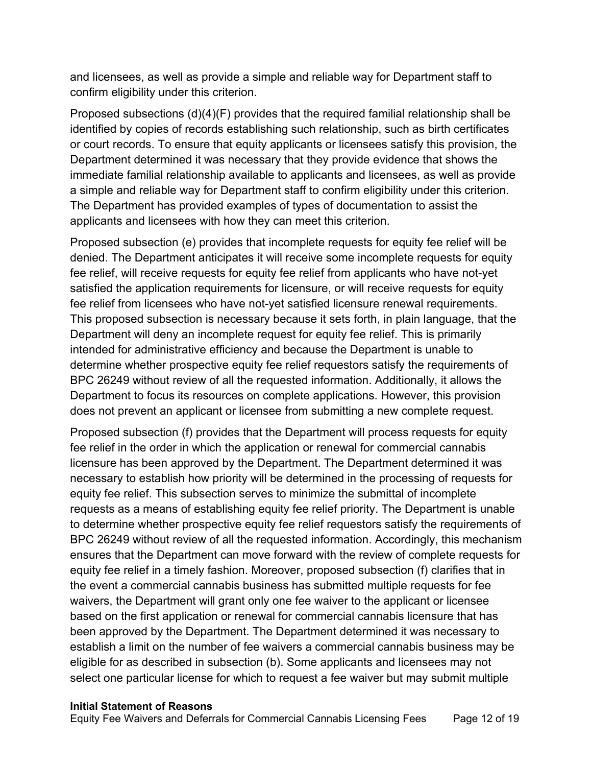and licensees, as well as provide a simple and reliable way for Department staff to confirm eligibility under this criterion.

Proposed subsections (d)(4)(F) provides that the required familial relationship shall be identified by copies of records establishing such relationship, such as birth certificates or court records. To ensure that equity applicants or licensees satisfy this provision, the Department determined it was necessary that they provide evidence that shows the immediate familial relationship available to applicants and licensees, as well as provide a simple and reliable way for Department staff to confirm eligibility under this criterion. The Department has provided examples of types of documentation to assist the applicants and licensees with how they can meet this criterion.

Proposed subsection (e) provides that incomplete requests for equity fee relief will be denied. The Department anticipates it will receive some incomplete requests for equity fee relief, will receive requests for equity fee relief from applicants who have not-yet satisfied the application requirements for licensure, or will receive requests for equity fee relief from licensees who have not-yet satisfied licensure renewal requirements. This proposed subsection is necessary because it sets forth, in plain language, that the Department will deny an incomplete request for equity fee relief. This is primarily intended for administrative efficiency and because the Department is unable to determine whether prospective equity fee relief requestors satisfy the requirements of BPC 26249 without review of all the requested information. Additionally, it allows the Department to focus its resources on complete applications. However, this provision does not prevent an applicant or licensee from submitting a new complete request.

Proposed subsection (f) provides that the Department will process requests for equity fee relief in the order in which the application or renewal for commercial cannabis licensure has been approved by the Department. The Department determined it was necessary to establish how priority will be determined in the processing of requests for equity fee relief. This subsection serves to minimize the submittal of incomplete requests as a means of establishing equity fee relief priority. The Department is unable to determine whether prospective equity fee relief requestors satisfy the requirements of BPC 26249 without review of all the requested information. Accordingly, this mechanism ensures that the Department can move forward with the review of complete requests for equity fee relief in a timely fashion. Moreover, proposed subsection (f) clarifies that in the event a commercial cannabis business has submitted multiple requests for fee waivers, the Department will grant only one fee waiver to the applicant or licensee based on the first application or renewal for commercial cannabis licensure that has been approved by the Department. The Department determined it was necessary to establish a limit on the number of fee waivers a commercial cannabis business may be eligible for as described in subsection (b). Some applicants and licensees may not select one particular license for which to request a fee waiver but may submit multiple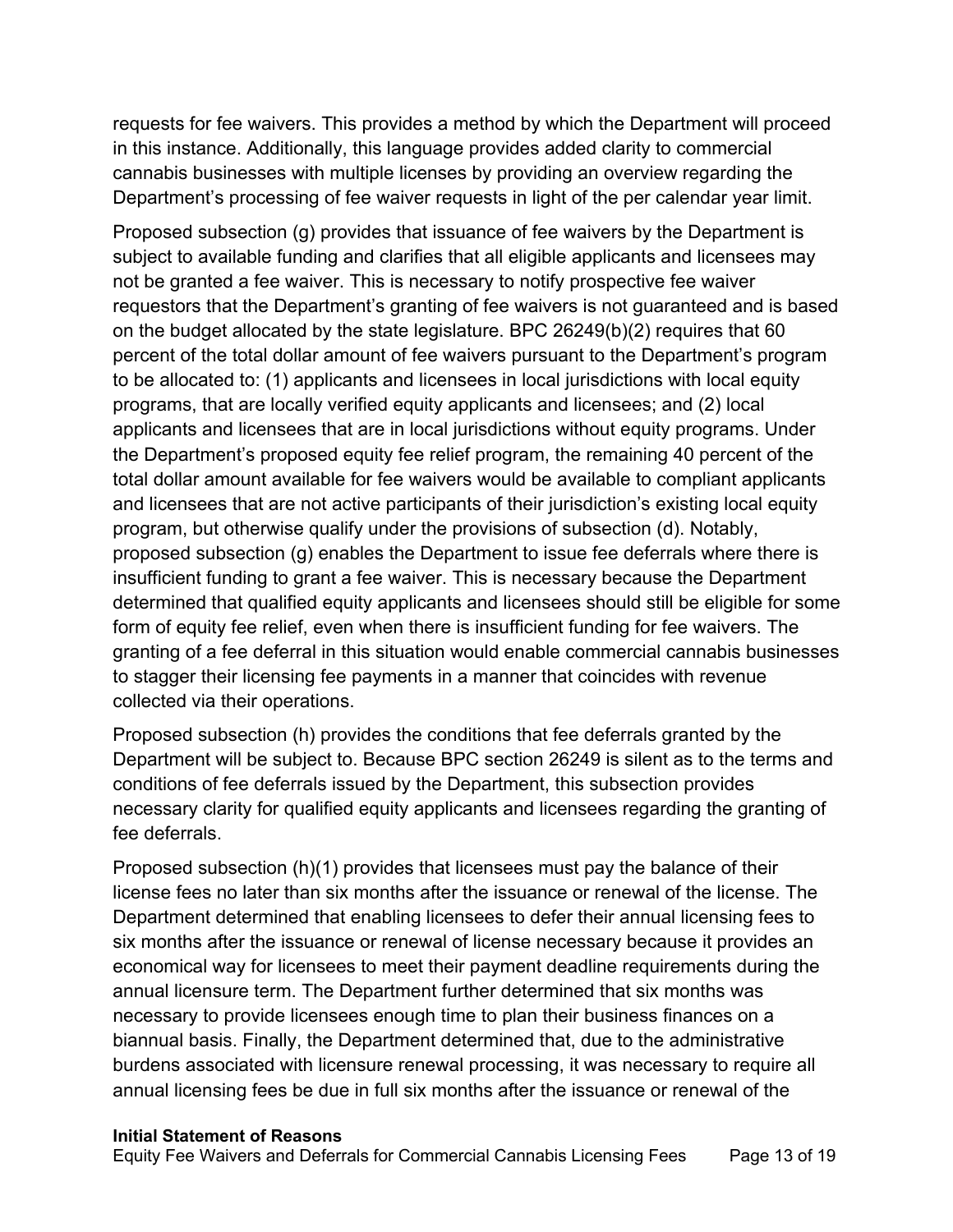requests for fee waivers. This provides a method by which the Department will proceed in this instance. Additionally, this language provides added clarity to commercial cannabis businesses with multiple licenses by providing an overview regarding the Department's processing of fee waiver requests in light of the per calendar year limit.

Proposed subsection (g) provides that issuance of fee waivers by the Department is subject to available funding and clarifies that all eligible applicants and licensees may not be granted a fee waiver. This is necessary to notify prospective fee waiver requestors that the Department's granting of fee waivers is not guaranteed and is based on the budget allocated by the state legislature. BPC 26249(b)(2) requires that 60 percent of the total dollar amount of fee waivers pursuant to the Department's program to be allocated to: (1) applicants and licensees in local jurisdictions with local equity programs, that are locally verified equity applicants and licensees; and (2) local applicants and licensees that are in local jurisdictions without equity programs. Under the Department's proposed equity fee relief program, the remaining 40 percent of the total dollar amount available for fee waivers would be available to compliant applicants and licensees that are not active participants of their jurisdiction's existing local equity program, but otherwise qualify under the provisions of subsection (d). Notably, proposed subsection (g) enables the Department to issue fee deferrals where there is insufficient funding to grant a fee waiver. This is necessary because the Department determined that qualified equity applicants and licensees should still be eligible for some form of equity fee relief, even when there is insufficient funding for fee waivers. The granting of a fee deferral in this situation would enable commercial cannabis businesses to stagger their licensing fee payments in a manner that coincides with revenue collected via their operations.

Proposed subsection (h) provides the conditions that fee deferrals granted by the Department will be subject to. Because BPC section 26249 is silent as to the terms and conditions of fee deferrals issued by the Department, this subsection provides necessary clarity for qualified equity applicants and licensees regarding the granting of fee deferrals.

Proposed subsection (h)(1) provides that licensees must pay the balance of their license fees no later than six months after the issuance or renewal of the license. The Department determined that enabling licensees to defer their annual licensing fees to six months after the issuance or renewal of license necessary because it provides an economical way for licensees to meet their payment deadline requirements during the annual licensure term. The Department further determined that six months was necessary to provide licensees enough time to plan their business finances on a biannual basis. Finally, the Department determined that, due to the administrative burdens associated with licensure renewal processing, it was necessary to require all annual licensing fees be due in full six months after the issuance or renewal of the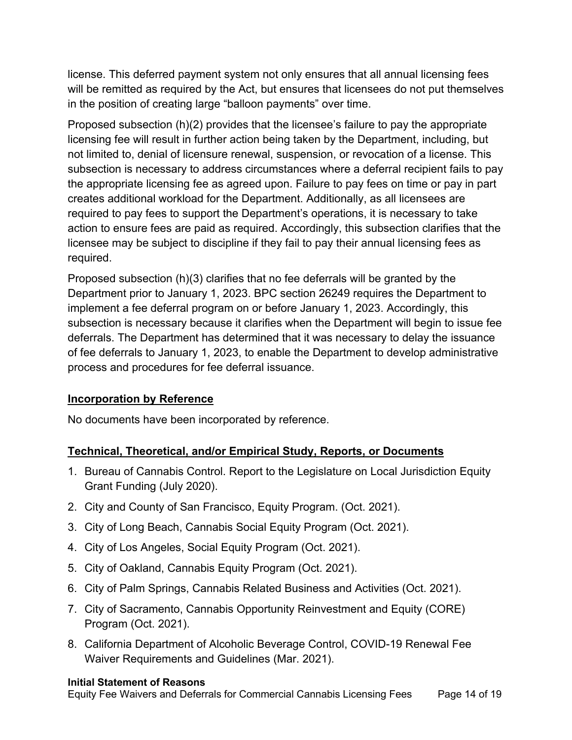license. This deferred payment system not only ensures that all annual licensing fees will be remitted as required by the Act, but ensures that licensees do not put themselves in the position of creating large "balloon payments" over time.

Proposed subsection (h)(2) provides that the licensee's failure to pay the appropriate licensing fee will result in further action being taken by the Department, including, but not limited to, denial of licensure renewal, suspension, or revocation of a license. This subsection is necessary to address circumstances where a deferral recipient fails to pay the appropriate licensing fee as agreed upon. Failure to pay fees on time or pay in part creates additional workload for the Department. Additionally, as all licensees are required to pay fees to support the Department's operations, it is necessary to take action to ensure fees are paid as required. Accordingly, this subsection clarifies that the licensee may be subject to discipline if they fail to pay their annual licensing fees as required.

Proposed subsection (h)(3) clarifies that no fee deferrals will be granted by the Department prior to January 1, 2023. BPC section 26249 requires the Department to implement a fee deferral program on or before January 1, 2023. Accordingly, this subsection is necessary because it clarifies when the Department will begin to issue fee deferrals. The Department has determined that it was necessary to delay the issuance of fee deferrals to January 1, 2023, to enable the Department to develop administrative process and procedures for fee deferral issuance.

## Incorporation by Reference

No documents have been incorporated by reference.

## Technical, Theoretical, and/or Empirical Study, Reports, or Documents

1. Bureau of Cannabis Control. Report to the Legislature on Local Jurisdiction Equity Grant Funding (July 2020).
2. City and County of San Francisco, Equity Program. (Oct. 2021).
3. City of Long Beach, Cannabis Social Equity Program (Oct. 2021).
4. City of Los Angeles, Social Equity Program (Oct. 2021).
5. City of Oakland, Cannabis Equity Program (Oct. 2021).
6. City of Palm Springs, Cannabis Related Business and Activities (Oct. 2021).
7. City of Sacramento, Cannabis Opportunity Reinvestment and Equity (CORE) Program (Oct. 2021).
8. California Department of Alcoholic Beverage Control, COVID-19 Renewal Fee Waiver Requirements and Guidelines (Mar. 2021).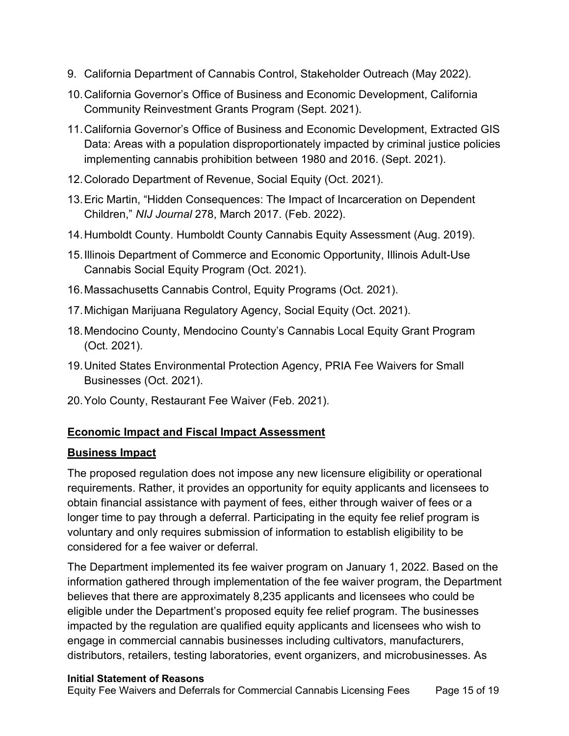9. California Department of Cannabis Control, Stakeholder Outreach (May 2022).
10. California Governor's Office of Business and Economic Development, California Community Reinvestment Grants Program (Sept. 2021).
11. California Governor's Office of Business and Economic Development, Extracted GIS Data: Areas with a population disproportionately impacted by criminal justice policies implementing cannabis prohibition between 1980 and 2016. (Sept. 2021).
12. Colorado Department of Revenue, Social Equity (Oct. 2021).
13. Eric Martin, "Hidden Consequences: The Impact of Incarceration on Dependent Children," *NIJ Journal* 278, March 2017. (Feb. 2022).
14. Humboldt County. Humboldt County Cannabis Equity Assessment (Aug. 2019).
15. Illinois Department of Commerce and Economic Opportunity, Illinois Adult-Use Cannabis Social Equity Program (Oct. 2021).
16. Massachusetts Cannabis Control, Equity Programs (Oct. 2021).
17. Michigan Marijuana Regulatory Agency, Social Equity (Oct. 2021).
18. Mendocino County, Mendocino County's Cannabis Local Equity Grant Program (Oct. 2021).
19. United States Environmental Protection Agency, PRIA Fee Waivers for Small Businesses (Oct. 2021).
20. Yolo County, Restaurant Fee Waiver (Feb. 2021).

## Economic Impact and Fiscal Impact Assessment

### Business Impact

The proposed regulation does not impose any new licensure eligibility or operational requirements. Rather, it provides an opportunity for equity applicants and licensees to obtain financial assistance with payment of fees, either through waiver of fees or a longer time to pay through a deferral. Participating in the equity fee relief program is voluntary and only requires submission of information to establish eligibility to be considered for a fee waiver or deferral.

The Department implemented its fee waiver program on January 1, 2022. Based on the information gathered through implementation of the fee waiver program, the Department believes that there are approximately 8,235 applicants and licensees who could be eligible under the Department's proposed equity fee relief program. The businesses impacted by the regulation are qualified equity applicants and licensees who wish to engage in commercial cannabis businesses including cultivators, manufacturers, distributors, retailers, testing laboratories, event organizers, and microbusinesses. As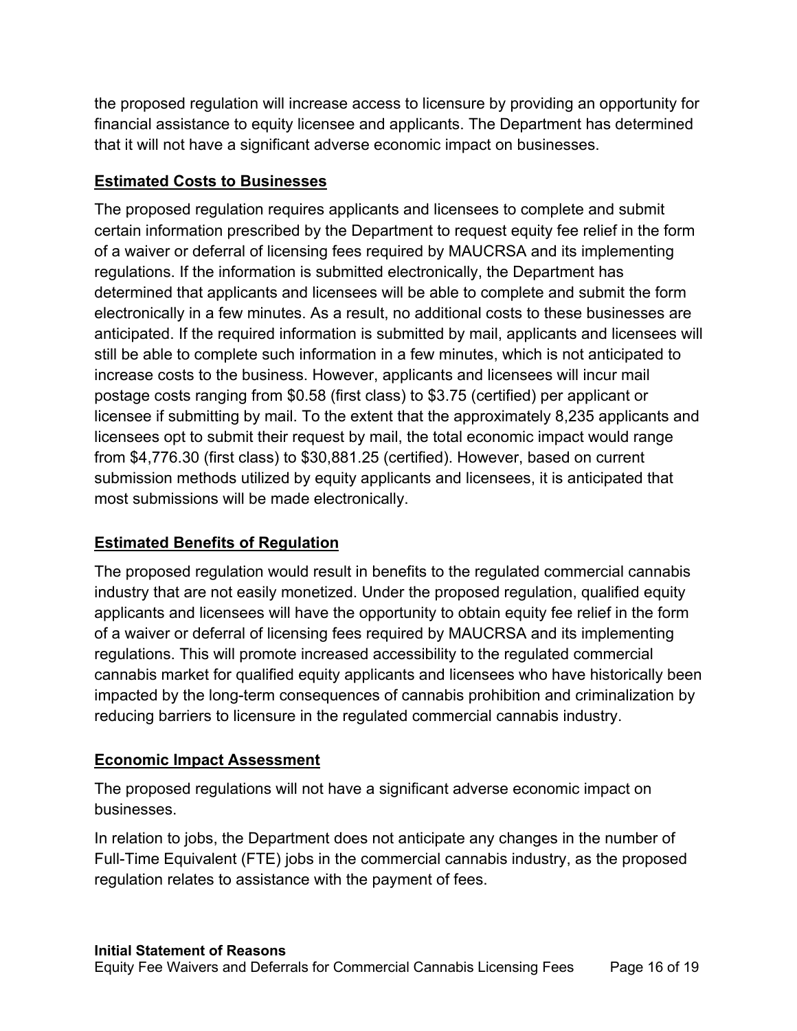the proposed regulation will increase access to licensure by providing an opportunity for financial assistance to equity licensee and applicants. The Department has determined that it will not have a significant adverse economic impact on businesses.

**Estimated Costs to Businesses**

The proposed regulation requires applicants and licensees to complete and submit certain information prescribed by the Department to request equity fee relief in the form of a waiver or deferral of licensing fees required by MAUCRSA and its implementing regulations. If the information is submitted electronically, the Department has determined that applicants and licensees will be able to complete and submit the form electronically in a few minutes. As a result, no additional costs to these businesses are anticipated. If the required information is submitted by mail, applicants and licensees will still be able to complete such information in a few minutes, which is not anticipated to increase costs to the business. However, applicants and licensees will incur mail postage costs ranging from $0.58 (first class) to $3.75 (certified) per applicant or licensee if submitting by mail. To the extent that the approximately 8,235 applicants and licensees opt to submit their request by mail, the total economic impact would range from $4,776.30 (first class) to $30,881.25 (certified). However, based on current submission methods utilized by equity applicants and licensees, it is anticipated that most submissions will be made electronically.

**Estimated Benefits of Regulation**

The proposed regulation would result in benefits to the regulated commercial cannabis industry that are not easily monetized. Under the proposed regulation, qualified equity applicants and licensees will have the opportunity to obtain equity fee relief in the form of a waiver or deferral of licensing fees required by MAUCRSA and its implementing regulations. This will promote increased accessibility to the regulated commercial cannabis market for qualified equity applicants and licensees who have historically been impacted by the long-term consequences of cannabis prohibition and criminalization by reducing barriers to licensure in the regulated commercial cannabis industry.

**Economic Impact Assessment**

The proposed regulations will not have a significant adverse economic impact on businesses.

In relation to jobs, the Department does not anticipate any changes in the number of Full-Time Equivalent (FTE) jobs in the commercial cannabis industry, as the proposed regulation relates to assistance with the payment of fees.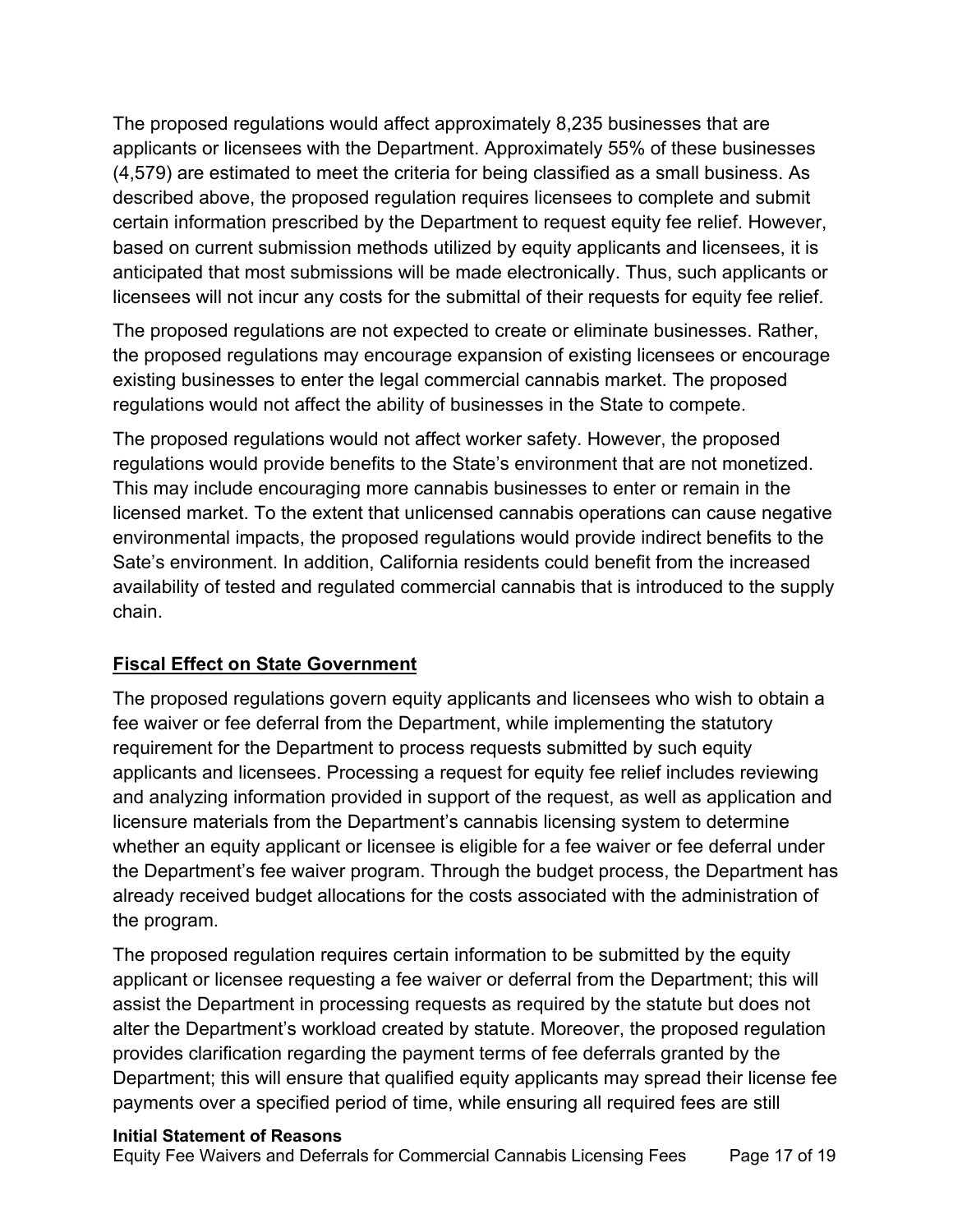The proposed regulations would affect approximately 8,235 businesses that are applicants or licensees with the Department. Approximately 55% of these businesses (4,579) are estimated to meet the criteria for being classified as a small business. As described above, the proposed regulation requires licensees to complete and submit certain information prescribed by the Department to request equity fee relief. However, based on current submission methods utilized by equity applicants and licensees, it is anticipated that most submissions will be made electronically. Thus, such applicants or licensees will not incur any costs for the submittal of their requests for equity fee relief.

The proposed regulations are not expected to create or eliminate businesses. Rather, the proposed regulations may encourage expansion of existing licensees or encourage existing businesses to enter the legal commercial cannabis market. The proposed regulations would not affect the ability of businesses in the State to compete.

The proposed regulations would not affect worker safety. However, the proposed regulations would provide benefits to the State's environment that are not monetized. This may include encouraging more cannabis businesses to enter or remain in the licensed market. To the extent that unlicensed cannabis operations can cause negative environmental impacts, the proposed regulations would provide indirect benefits to the Sate's environment. In addition, California residents could benefit from the increased availability of tested and regulated commercial cannabis that is introduced to the supply chain.

## Fiscal Effect on State Government

The proposed regulations govern equity applicants and licensees who wish to obtain a fee waiver or fee deferral from the Department, while implementing the statutory requirement for the Department to process requests submitted by such equity applicants and licensees. Processing a request for equity fee relief includes reviewing and analyzing information provided in support of the request, as well as application and licensure materials from the Department's cannabis licensing system to determine whether an equity applicant or licensee is eligible for a fee waiver or fee deferral under the Department's fee waiver program. Through the budget process, the Department has already received budget allocations for the costs associated with the administration of the program.

The proposed regulation requires certain information to be submitted by the equity applicant or licensee requesting a fee waiver or deferral from the Department; this will assist the Department in processing requests as required by the statute but does not alter the Department's workload created by statute. Moreover, the proposed regulation provides clarification regarding the payment terms of fee deferrals granted by the Department; this will ensure that qualified equity applicants may spread their license fee payments over a specified period of time, while ensuring all required fees are still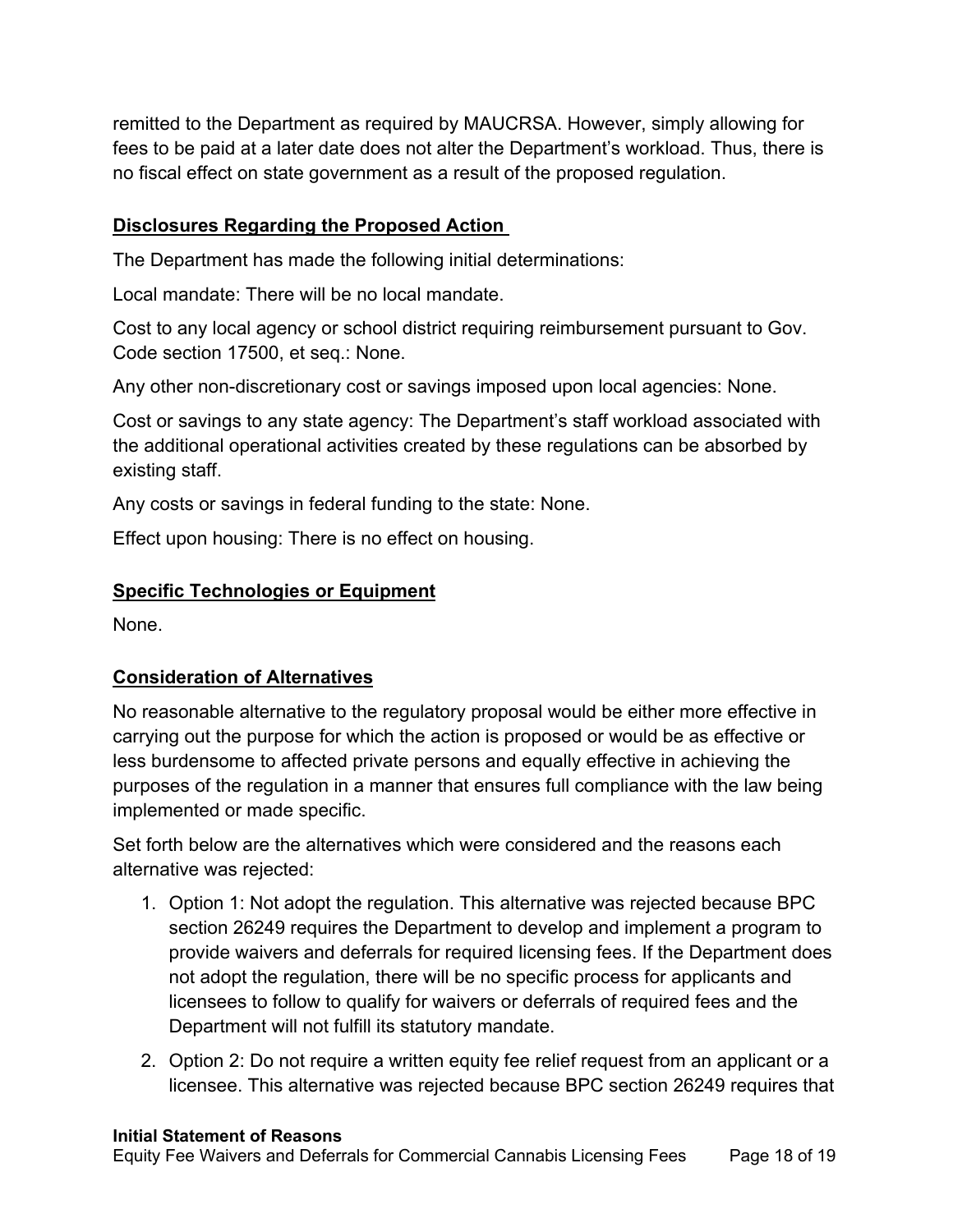remitted to the Department as required by MAUCRSA. However, simply allowing for fees to be paid at a later date does not alter the Department's workload. Thus, there is no fiscal effect on state government as a result of the proposed regulation.

## Disclosures Regarding the Proposed Action

The Department has made the following initial determinations:

Local mandate: There will be no local mandate.

Cost to any local agency or school district requiring reimbursement pursuant to Gov. Code section 17500, et seq.: None.

Any other non-discretionary cost or savings imposed upon local agencies: None.

Cost or savings to any state agency: The Department's staff workload associated with the additional operational activities created by these regulations can be absorbed by existing staff.

Any costs or savings in federal funding to the state: None.

Effect upon housing: There is no effect on housing.

## Specific Technologies or Equipment

None.

## Consideration of Alternatives

No reasonable alternative to the regulatory proposal would be either more effective in carrying out the purpose for which the action is proposed or would be as effective or less burdensome to affected private persons and equally effective in achieving the purposes of the regulation in a manner that ensures full compliance with the law being implemented or made specific.

Set forth below are the alternatives which were considered and the reasons each alternative was rejected:

1. Option 1: Not adopt the regulation. This alternative was rejected because BPC section 26249 requires the Department to develop and implement a program to provide waivers and deferrals for required licensing fees. If the Department does not adopt the regulation, there will be no specific process for applicants and licensees to follow to qualify for waivers or deferrals of required fees and the Department will not fulfill its statutory mandate.
2. Option 2: Do not require a written equity fee relief request from an applicant or a licensee. This alternative was rejected because BPC section 26249 requires that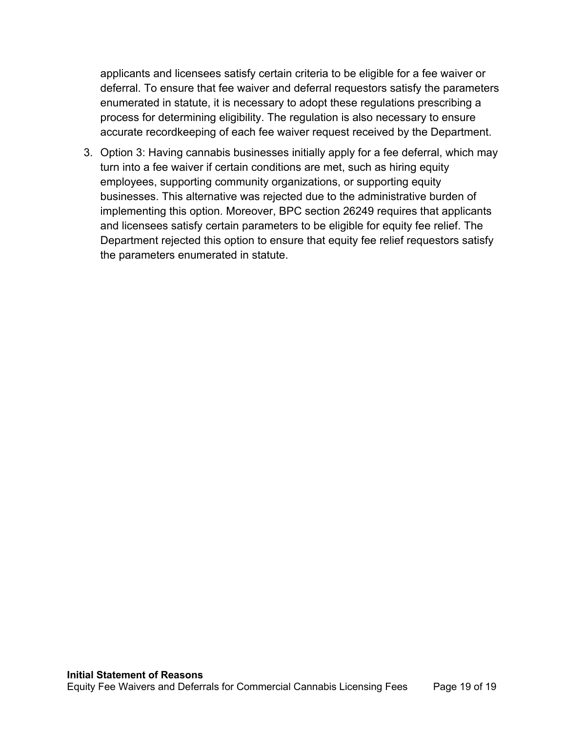applicants and licensees satisfy certain criteria to be eligible for a fee waiver or deferral. To ensure that fee waiver and deferral requestors satisfy the parameters enumerated in statute, it is necessary to adopt these regulations prescribing a process for determining eligibility. The regulation is also necessary to ensure accurate recordkeeping of each fee waiver request received by the Department.

3. Option 3: Having cannabis businesses initially apply for a fee deferral, which may turn into a fee waiver if certain conditions are met, such as hiring equity employees, supporting community organizations, or supporting equity businesses. This alternative was rejected due to the administrative burden of implementing this option. Moreover, BPC section 26249 requires that applicants and licensees satisfy certain parameters to be eligible for equity fee relief. The Department rejected this option to ensure that equity fee relief requestors satisfy the parameters enumerated in statute.